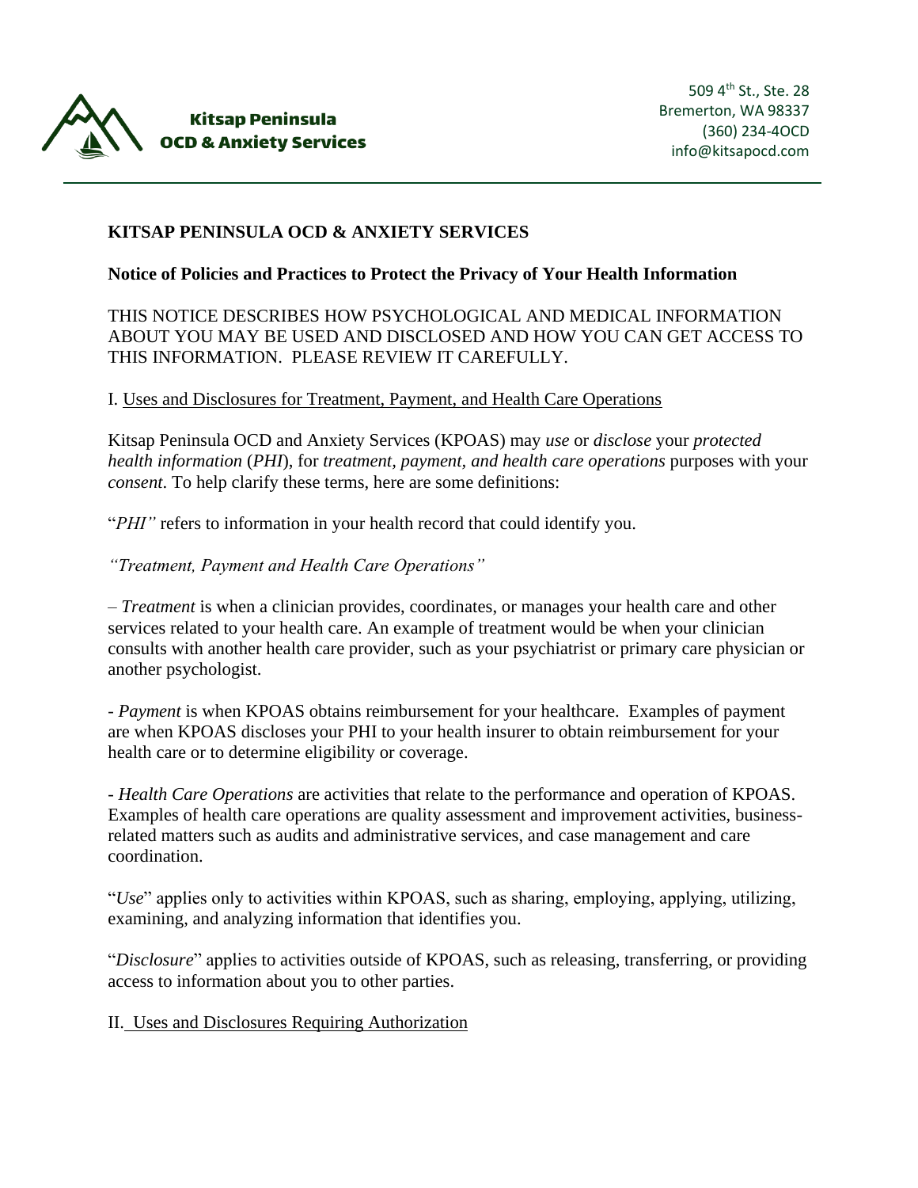**Kitsap Peninsula**
**OCD & Anxiety Services**

509 4th St., Ste. 28
Bremerton, WA 98337
(360) 234-4OCD
info@kitsapocd.com

---

# KITSAP PENINSULA OCD & ANXIETY SERVICES

## Notice of Policies and Practices to Protect the Privacy of Your Health Information

THIS NOTICE DESCRIBES HOW PSYCHOLOGICAL AND MEDICAL INFORMATION ABOUT YOU MAY BE USED AND DISCLOSED AND HOW YOU CAN GET ACCESS TO THIS INFORMATION. PLEASE REVIEW IT CAREFULLY.

### I. Uses and Disclosures for Treatment, Payment, and Health Care Operations

Kitsap Peninsula OCD and Anxiety Services (KPOAS) may *use* or *disclose* your *protected health information* (*PHI*), for *treatment, payment, and health care operations* purposes with your *consent.* To help clarify these terms, here are some definitions:

"*PHI"* refers to information in your health record that could identify you.

*"Treatment, Payment and Health Care Operations"*

– *Treatment* is when a clinician provides, coordinates, or manages your health care and other services related to your health care. An example of treatment would be when your clinician consults with another health care provider, such as your psychiatrist or primary care physician or another psychologist.

- *Payment* is when KPOAS obtains reimbursement for your healthcare. Examples of payment are when KPOAS discloses your PHI to your health insurer to obtain reimbursement for your health care or to determine eligibility or coverage.

- *Health Care Operations* are activities that relate to the performance and operation of KPOAS. Examples of health care operations are quality assessment and improvement activities, business-related matters such as audits and administrative services, and case management and care coordination.

"*Use*" applies only to activities within KPOAS, such as sharing, employing, applying, utilizing, examining, and analyzing information that identifies you.

"*Disclosure*" applies to activities outside of KPOAS, such as releasing, transferring, or providing access to information about you to other parties.

### II. Uses and Disclosures Requiring Authorization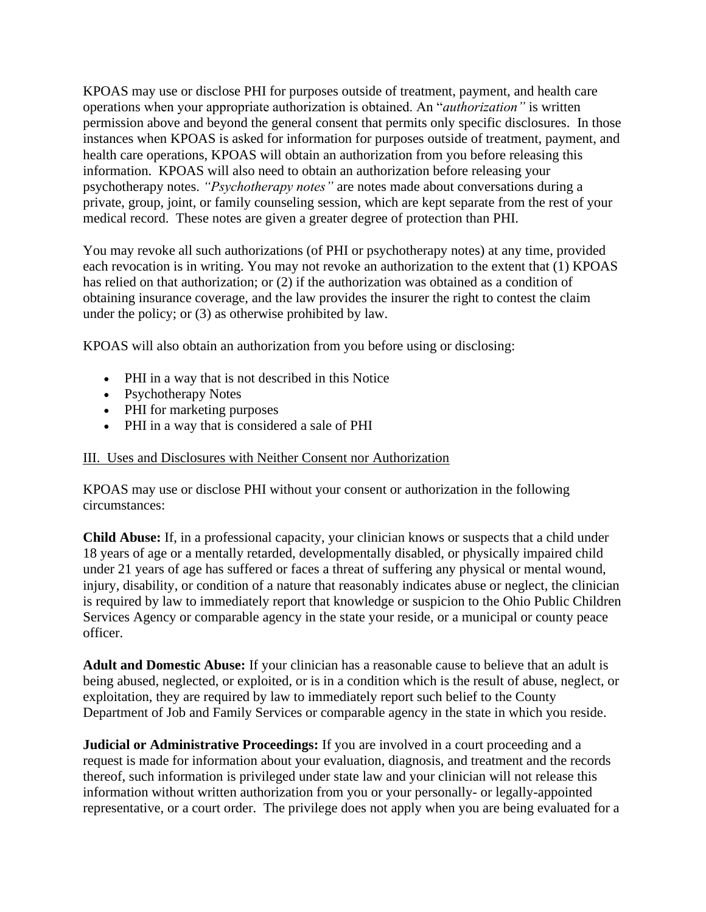KPOAS may use or disclose PHI for purposes outside of treatment, payment, and health care operations when your appropriate authorization is obtained. An "*authorization"* is written permission above and beyond the general consent that permits only specific disclosures. In those instances when KPOAS is asked for information for purposes outside of treatment, payment, and health care operations, KPOAS will obtain an authorization from you before releasing this information. KPOAS will also need to obtain an authorization before releasing your psychotherapy notes. *"Psychotherapy notes"* are notes made about conversations during a private, group, joint, or family counseling session, which are kept separate from the rest of your medical record. These notes are given a greater degree of protection than PHI.

You may revoke all such authorizations (of PHI or psychotherapy notes) at any time, provided each revocation is in writing. You may not revoke an authorization to the extent that (1) KPOAS has relied on that authorization; or (2) if the authorization was obtained as a condition of obtaining insurance coverage, and the law provides the insurer the right to contest the claim under the policy; or (3) as otherwise prohibited by law.

KPOAS will also obtain an authorization from you before using or disclosing:

- PHI in a way that is not described in this Notice
- Psychotherapy Notes
- PHI for marketing purposes
- PHI in a way that is considered a sale of PHI

<u>III. Uses and Disclosures with Neither Consent nor Authorization</u>

KPOAS may use or disclose PHI without your consent or authorization in the following circumstances:

**Child Abuse:** If, in a professional capacity, your clinician knows or suspects that a child under 18 years of age or a mentally retarded, developmentally disabled, or physically impaired child under 21 years of age has suffered or faces a threat of suffering any physical or mental wound, injury, disability, or condition of a nature that reasonably indicates abuse or neglect, the clinician is required by law to immediately report that knowledge or suspicion to the Ohio Public Children Services Agency or comparable agency in the state your reside, or a municipal or county peace officer.

**Adult and Domestic Abuse:** If your clinician has a reasonable cause to believe that an adult is being abused, neglected, or exploited, or is in a condition which is the result of abuse, neglect, or exploitation, they are required by law to immediately report such belief to the County Department of Job and Family Services or comparable agency in the state in which you reside.

**Judicial or Administrative Proceedings:** If you are involved in a court proceeding and a request is made for information about your evaluation, diagnosis, and treatment and the records thereof, such information is privileged under state law and your clinician will not release this information without written authorization from you or your personally- or legally-appointed representative, or a court order. The privilege does not apply when you are being evaluated for a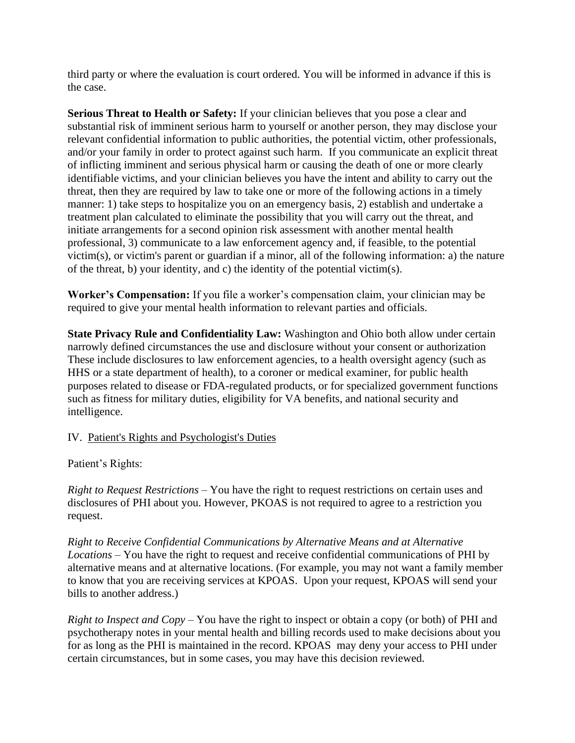third party or where the evaluation is court ordered. You will be informed in advance if this is the case.

**Serious Threat to Health or Safety:** If your clinician believes that you pose a clear and substantial risk of imminent serious harm to yourself or another person, they may disclose your relevant confidential information to public authorities, the potential victim, other professionals, and/or your family in order to protect against such harm. If you communicate an explicit threat of inflicting imminent and serious physical harm or causing the death of one or more clearly identifiable victims, and your clinician believes you have the intent and ability to carry out the threat, then they are required by law to take one or more of the following actions in a timely manner: 1) take steps to hospitalize you on an emergency basis, 2) establish and undertake a treatment plan calculated to eliminate the possibility that you will carry out the threat, and initiate arrangements for a second opinion risk assessment with another mental health professional, 3) communicate to a law enforcement agency and, if feasible, to the potential victim(s), or victim's parent or guardian if a minor, all of the following information: a) the nature of the threat, b) your identity, and c) the identity of the potential victim(s).

**Worker's Compensation:** If you file a worker's compensation claim, your clinician may be required to give your mental health information to relevant parties and officials.

**State Privacy Rule and Confidentiality Law:** Washington and Ohio both allow under certain narrowly defined circumstances the use and disclosure without your consent or authorization These include disclosures to law enforcement agencies, to a health oversight agency (such as HHS or a state department of health), to a coroner or medical examiner, for public health purposes related to disease or FDA-regulated products, or for specialized government functions such as fitness for military duties, eligibility for VA benefits, and national security and intelligence.

IV. <u>Patient's Rights and Psychologist's Duties</u>

Patient's Rights:

*Right to Request Restrictions* – You have the right to request restrictions on certain uses and disclosures of PHI about you. However, PKOAS is not required to agree to a restriction you request.

*Right to Receive Confidential Communications by Alternative Means and at Alternative Locations* – You have the right to request and receive confidential communications of PHI by alternative means and at alternative locations. (For example, you may not want a family member to know that you are receiving services at KPOAS. Upon your request, KPOAS will send your bills to another address.)

*Right to Inspect and Copy* – You have the right to inspect or obtain a copy (or both) of PHI and psychotherapy notes in your mental health and billing records used to make decisions about you for as long as the PHI is maintained in the record. KPOAS may deny your access to PHI under certain circumstances, but in some cases, you may have this decision reviewed.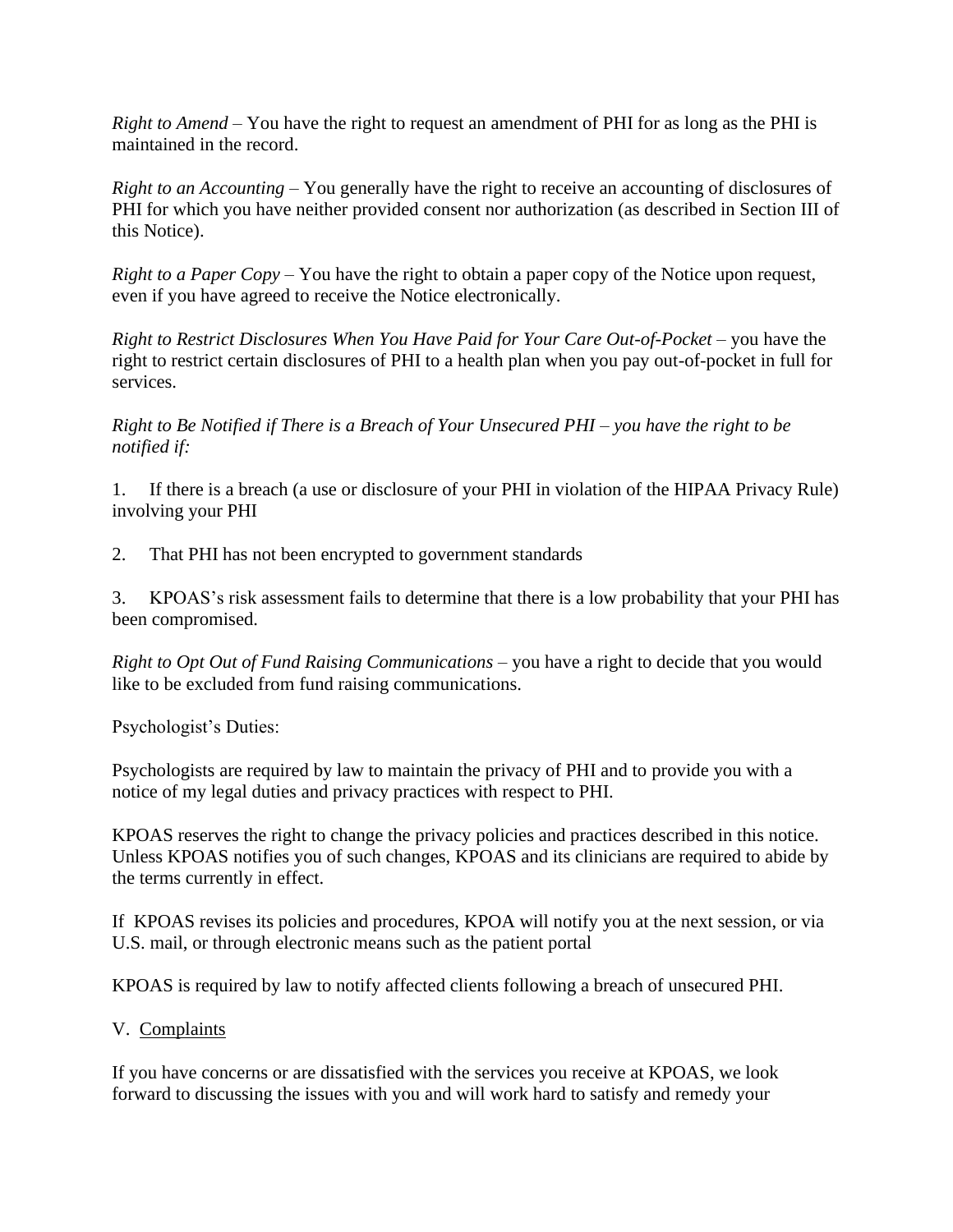*Right to Amend* – You have the right to request an amendment of PHI for as long as the PHI is maintained in the record.

*Right to an Accounting* – You generally have the right to receive an accounting of disclosures of PHI for which you have neither provided consent nor authorization (as described in Section III of this Notice).

*Right to a Paper Copy* – You have the right to obtain a paper copy of the Notice upon request, even if you have agreed to receive the Notice electronically.

*Right to Restrict Disclosures When You Have Paid for Your Care Out-of-Pocket* – you have the right to restrict certain disclosures of PHI to a health plan when you pay out-of-pocket in full for services.

*Right to Be Notified if There is a Breach of Your Unsecured PHI – you have the right to be notified if:*

1. If there is a breach (a use or disclosure of your PHI in violation of the HIPAA Privacy Rule) involving your PHI

2. That PHI has not been encrypted to government standards

3. KPOAS's risk assessment fails to determine that there is a low probability that your PHI has been compromised.

*Right to Opt Out of Fund Raising Communications* – you have a right to decide that you would like to be excluded from fund raising communications.

Psychologist's Duties:

Psychologists are required by law to maintain the privacy of PHI and to provide you with a notice of my legal duties and privacy practices with respect to PHI.

KPOAS reserves the right to change the privacy policies and practices described in this notice. Unless KPOAS notifies you of such changes, KPOAS and its clinicians are required to abide by the terms currently in effect.

If KPOAS revises its policies and procedures, KPOA will notify you at the next session, or via U.S. mail, or through electronic means such as the patient portal

KPOAS is required by law to notify affected clients following a breach of unsecured PHI.

V. <u>Complaints</u>

If you have concerns or are dissatisfied with the services you receive at KPOAS, we look forward to discussing the issues with you and will work hard to satisfy and remedy your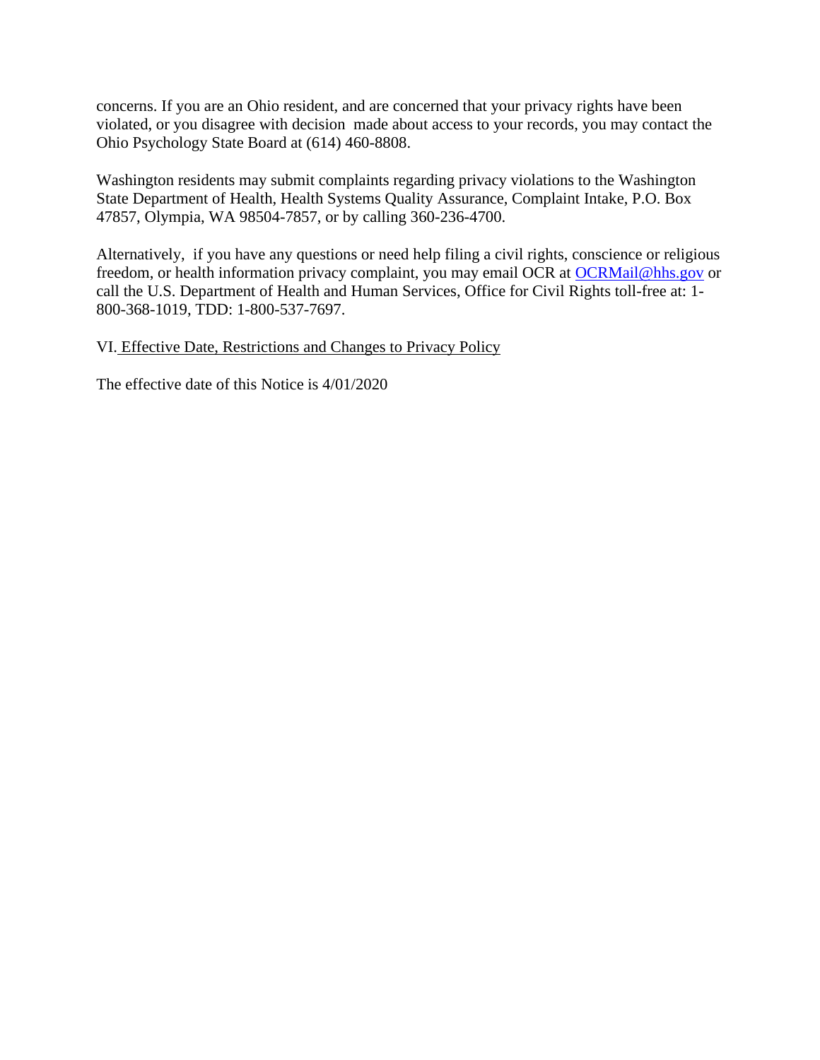concerns. If you are an Ohio resident, and are concerned that your privacy rights have been violated, or you disagree with decision made about access to your records, you may contact the Ohio Psychology State Board at (614) 460-8808.

Washington residents may submit complaints regarding privacy violations to the Washington State Department of Health, Health Systems Quality Assurance, Complaint Intake, P.O. Box 47857, Olympia, WA 98504-7857, or by calling 360-236-4700.

Alternatively, if you have any questions or need help filing a civil rights, conscience or religious freedom, or health information privacy complaint, you may email OCR at OCRMail@hhs.gov or call the U.S. Department of Health and Human Services, Office for Civil Rights toll-free at: 1-800-368-1019, TDD: 1-800-537-7697.

## VI. Effective Date, Restrictions and Changes to Privacy Policy

The effective date of this Notice is 4/01/2020